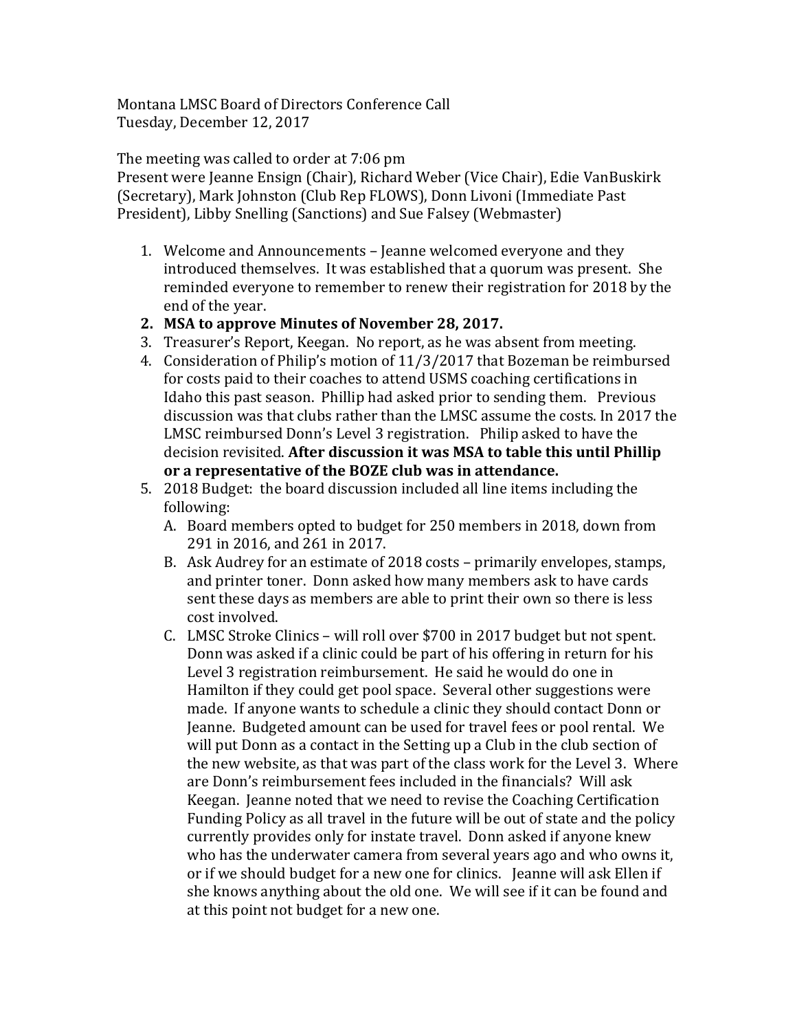Montana LMSC Board of Directors Conference Call
Tuesday, December 12, 2017

The meeting was called to order at 7:06 pm
Present were Jeanne Ensign (Chair), Richard Weber (Vice Chair), Edie VanBuskirk (Secretary), Mark Johnston (Club Rep FLOWS), Donn Livoni (Immediate Past President), Libby Snelling (Sanctions) and Sue Falsey (Webmaster)

1. Welcome and Announcements – Jeanne welcomed everyone and they introduced themselves. It was established that a quorum was present. She reminded everyone to remember to renew their registration for 2018 by the end of the year.
2. **MSA to approve Minutes of November 28, 2017.**
3. Treasurer's Report, Keegan. No report, as he was absent from meeting.
4. Consideration of Philip's motion of 11/3/2017 that Bozeman be reimbursed for costs paid to their coaches to attend USMS coaching certifications in Idaho this past season. Phillip had asked prior to sending them. Previous discussion was that clubs rather than the LMSC assume the costs. In 2017 the LMSC reimbursed Donn's Level 3 registration. Philip asked to have the decision revisited. **After discussion it was MSA to table this until Phillip or a representative of the BOZE club was in attendance.**
5. 2018 Budget: the board discussion included all line items including the following:
   A. Board members opted to budget for 250 members in 2018, down from 291 in 2016, and 261 in 2017.
   B. Ask Audrey for an estimate of 2018 costs – primarily envelopes, stamps, and printer toner. Donn asked how many members ask to have cards sent these days as members are able to print their own so there is less cost involved.
   C. LMSC Stroke Clinics – will roll over $700 in 2017 budget but not spent. Donn was asked if a clinic could be part of his offering in return for his Level 3 registration reimbursement. He said he would do one in Hamilton if they could get pool space. Several other suggestions were made. If anyone wants to schedule a clinic they should contact Donn or Jeanne. Budgeted amount can be used for travel fees or pool rental. We will put Donn as a contact in the Setting up a Club in the club section of the new website, as that was part of the class work for the Level 3. Where are Donn's reimbursement fees included in the financials? Will ask Keegan. Jeanne noted that we need to revise the Coaching Certification Funding Policy as all travel in the future will be out of state and the policy currently provides only for instate travel. Donn asked if anyone knew who has the underwater camera from several years ago and who owns it, or if we should budget for a new one for clinics. Jeanne will ask Ellen if she knows anything about the old one. We will see if it can be found and at this point not budget for a new one.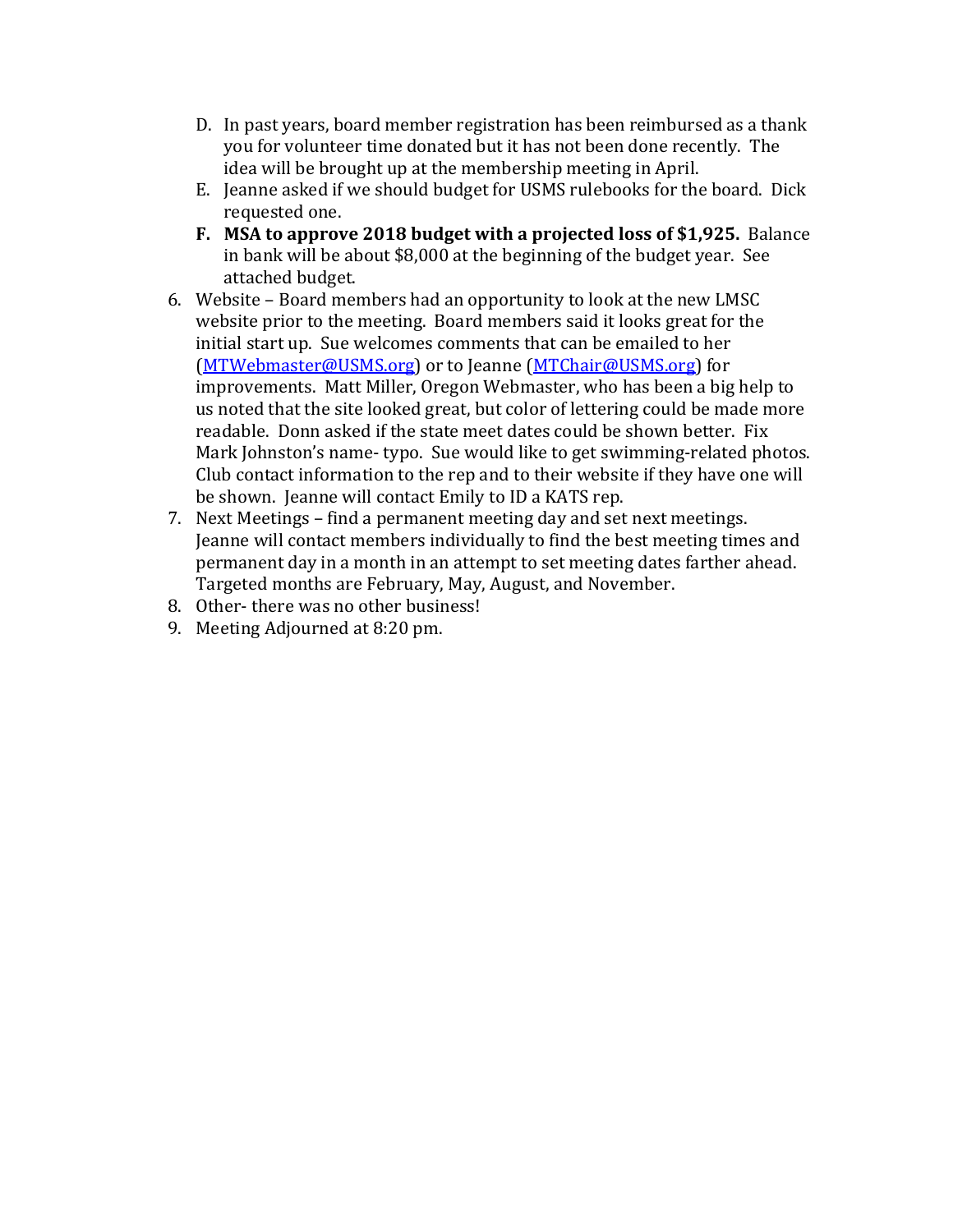D. In past years, board member registration has been reimbursed as a thank you for volunteer time donated but it has not been done recently. The idea will be brought up at the membership meeting in April.
   E. Jeanne asked if we should budget for USMS rulebooks for the board. Dick requested one.
   F. **MSA to approve 2018 budget with a projected loss of $1,925.** Balance in bank will be about $8,000 at the beginning of the budget year. See attached budget.

6. Website – Board members had an opportunity to look at the new LMSC website prior to the meeting. Board members said it looks great for the initial start up. Sue welcomes comments that can be emailed to her ([MTWebmaster@USMS.org](mailto:MTWebmaster@USMS.org)) or to Jeanne ([MTChair@USMS.org](mailto:MTChair@USMS.org)) for improvements. Matt Miller, Oregon Webmaster, who has been a big help to us noted that the site looked great, but color of lettering could be made more readable. Donn asked if the state meet dates could be shown better. Fix Mark Johnston's name- typo. Sue would like to get swimming-related photos. Club contact information to the rep and to their website if they have one will be shown. Jeanne will contact Emily to ID a KATS rep.
7. Next Meetings – find a permanent meeting day and set next meetings. Jeanne will contact members individually to find the best meeting times and permanent day in a month in an attempt to set meeting dates farther ahead. Targeted months are February, May, August, and November.
8. Other- there was no other business!
9. Meeting Adjourned at 8:20 pm.